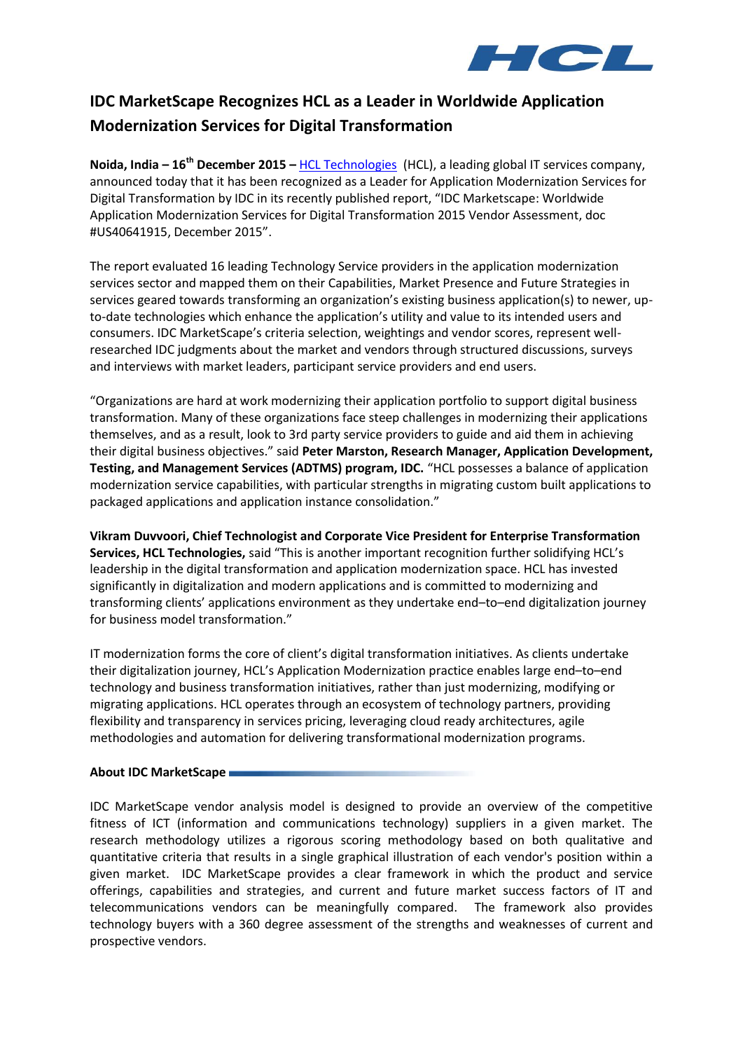# IDC MarketScape Recognizes HCL as a Leader in Worldwide Application Modernization Services for Digital Transformation

**Noida, India – 16th December 2015 –** HCL Technologies (HCL), a leading global IT services company, announced today that it has been recognized as a Leader for Application Modernization Services for Digital Transformation by IDC in its recently published report, "IDC Marketscape: Worldwide Application Modernization Services for Digital Transformation 2015 Vendor Assessment, doc #US40641915, December 2015".

The report evaluated 16 leading Technology Service providers in the application modernization services sector and mapped them on their Capabilities, Market Presence and Future Strategies in services geared towards transforming an organization's existing business application(s) to newer, up-to-date technologies which enhance the application's utility and value to its intended users and consumers. IDC MarketScape's criteria selection, weightings and vendor scores, represent well-researched IDC judgments about the market and vendors through structured discussions, surveys and interviews with market leaders, participant service providers and end users.

"Organizations are hard at work modernizing their application portfolio to support digital business transformation. Many of these organizations face steep challenges in modernizing their applications themselves, and as a result, look to 3rd party service providers to guide and aid them in achieving their digital business objectives." said **Peter Marston, Research Manager, Application Development, Testing, and Management Services (ADTMS) program, IDC.** "HCL possesses a balance of application modernization service capabilities, with particular strengths in migrating custom built applications to packaged applications and application instance consolidation."

**Vikram Duvvoori, Chief Technologist and Corporate Vice President for Enterprise Transformation Services, HCL Technologies,** said "This is another important recognition further solidifying HCL's leadership in the digital transformation and application modernization space. HCL has invested significantly in digitalization and modern applications and is committed to modernizing and transforming clients' applications environment as they undertake end–to–end digitalization journey for business model transformation."

IT modernization forms the core of client's digital transformation initiatives. As clients undertake their digitalization journey, HCL's Application Modernization practice enables large end–to–end technology and business transformation initiatives, rather than just modernizing, modifying or migrating applications. HCL operates through an ecosystem of technology partners, providing flexibility and transparency in services pricing, leveraging cloud ready architectures, agile methodologies and automation for delivering transformational modernization programs.

**About IDC MarketScape**

IDC MarketScape vendor analysis model is designed to provide an overview of the competitive fitness of ICT (information and communications technology) suppliers in a given market. The research methodology utilizes a rigorous scoring methodology based on both qualitative and quantitative criteria that results in a single graphical illustration of each vendor's position within a given market. IDC MarketScape provides a clear framework in which the product and service offerings, capabilities and strategies, and current and future market success factors of IT and telecommunications vendors can be meaningfully compared. The framework also provides technology buyers with a 360 degree assessment of the strengths and weaknesses of current and prospective vendors.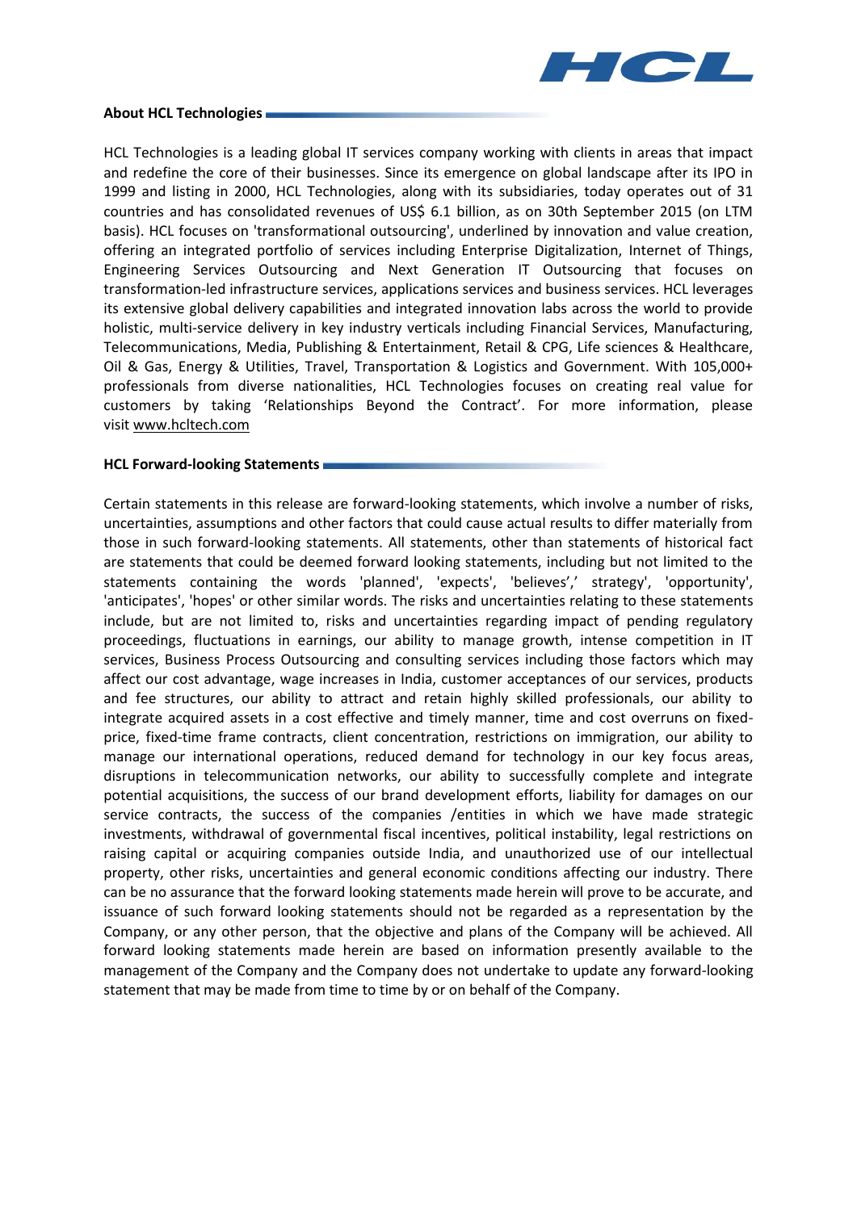**About HCL Technologies**

HCL Technologies is a leading global IT services company working with clients in areas that impact and redefine the core of their businesses. Since its emergence on global landscape after its IPO in 1999 and listing in 2000, HCL Technologies, along with its subsidiaries, today operates out of 31 countries and has consolidated revenues of US$ 6.1 billion, as on 30th September 2015 (on LTM basis). HCL focuses on 'transformational outsourcing', underlined by innovation and value creation, offering an integrated portfolio of services including Enterprise Digitalization, Internet of Things, Engineering Services Outsourcing and Next Generation IT Outsourcing that focuses on transformation-led infrastructure services, applications services and business services. HCL leverages its extensive global delivery capabilities and integrated innovation labs across the world to provide holistic, multi-service delivery in key industry verticals including Financial Services, Manufacturing, Telecommunications, Media, Publishing & Entertainment, Retail & CPG, Life sciences & Healthcare, Oil & Gas, Energy & Utilities, Travel, Transportation & Logistics and Government. With 105,000+ professionals from diverse nationalities, HCL Technologies focuses on creating real value for customers by taking 'Relationships Beyond the Contract'. For more information, please visit www.hcltech.com

**HCL Forward-looking Statements**

Certain statements in this release are forward-looking statements, which involve a number of risks, uncertainties, assumptions and other factors that could cause actual results to differ materially from those in such forward-looking statements. All statements, other than statements of historical fact are statements that could be deemed forward looking statements, including but not limited to the statements containing the words 'planned', 'expects', 'believes',' strategy', 'opportunity', 'anticipates', 'hopes' or other similar words. The risks and uncertainties relating to these statements include, but are not limited to, risks and uncertainties regarding impact of pending regulatory proceedings, fluctuations in earnings, our ability to manage growth, intense competition in IT services, Business Process Outsourcing and consulting services including those factors which may affect our cost advantage, wage increases in India, customer acceptances of our services, products and fee structures, our ability to attract and retain highly skilled professionals, our ability to integrate acquired assets in a cost effective and timely manner, time and cost overruns on fixed-price, fixed-time frame contracts, client concentration, restrictions on immigration, our ability to manage our international operations, reduced demand for technology in our key focus areas, disruptions in telecommunication networks, our ability to successfully complete and integrate potential acquisitions, the success of our brand development efforts, liability for damages on our service contracts, the success of the companies /entities in which we have made strategic investments, withdrawal of governmental fiscal incentives, political instability, legal restrictions on raising capital or acquiring companies outside India, and unauthorized use of our intellectual property, other risks, uncertainties and general economic conditions affecting our industry. There can be no assurance that the forward looking statements made herein will prove to be accurate, and issuance of such forward looking statements should not be regarded as a representation by the Company, or any other person, that the objective and plans of the Company will be achieved. All forward looking statements made herein are based on information presently available to the management of the Company and the Company does not undertake to update any forward-looking statement that may be made from time to time by or on behalf of the Company.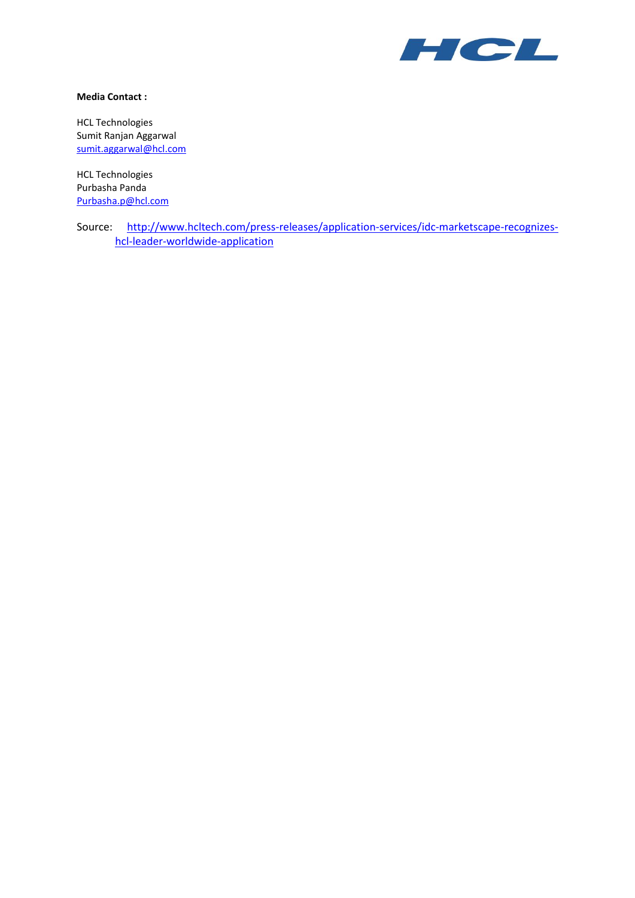**Media Contact :**

HCL Technologies
Sumit Ranjan Aggarwal
sumit.aggarwal@hcl.com

HCL Technologies
Purbasha Panda
Purbasha.p@hcl.com

Source: http://www.hcltech.com/press-releases/application-services/idc-marketscape-recognizes-hcl-leader-worldwide-application